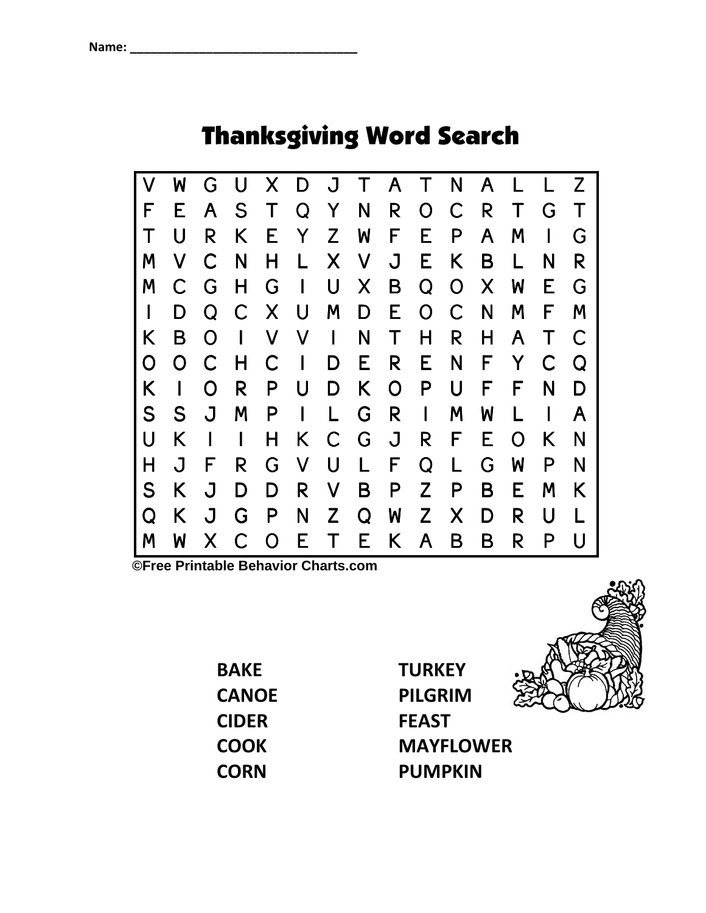Name: ___________________________________

# Thanksgiving Word Search

| | | | | | | | | | | | | | | |
|---|---|---|---|---|---|---|---|---|---|---|---|---|---|---|
| V | W | G | U | X | D | J | T | A | T | N | A | L | L | Z |
| F | E | A | S | T | Q | Y | N | R | O | C | R | T | G | T |
| T | U | R | K | E | Y | Z | W | F | E | P | A | M | I | G |
| M | V | C | N | H | L | X | V | J | E | K | B | L | N | R |
| M | C | G | H | G | I | U | X | B | Q | O | X | W | E | G |
| I | D | Q | C | X | U | M | D | E | O | C | N | M | F | M |
| K | B | O | I | V | V | I | N | T | H | R | H | A | T | C |
| O | O | C | H | C | I | D | E | R | E | N | F | Y | C | Q |
| K | I | O | R | P | U | D | K | O | P | U | F | F | N | D |
| S | S | J | M | P | I | L | G | R | I | M | W | L | I | A |
| U | K | I | I | H | K | C | G | J | R | F | E | O | K | N |
| H | J | F | R | G | V | U | L | F | Q | L | G | W | P | N |
| S | K | J | D | D | R | V | B | P | Z | P | B | E | M | K |
| Q | K | J | G | P | N | Z | Q | W | Z | X | D | R | U | L |
| M | W | X | C | O | E | T | E | K | A | B | B | R | P | U |

©Free Printable Behavior Charts.com

**BAKE**
**CANOE**
**CIDER**
**COOK**
**CORN**
**TURKEY**
**PILGRIM**
**FEAST**
**MAYFLOWER**
**PUMPKIN**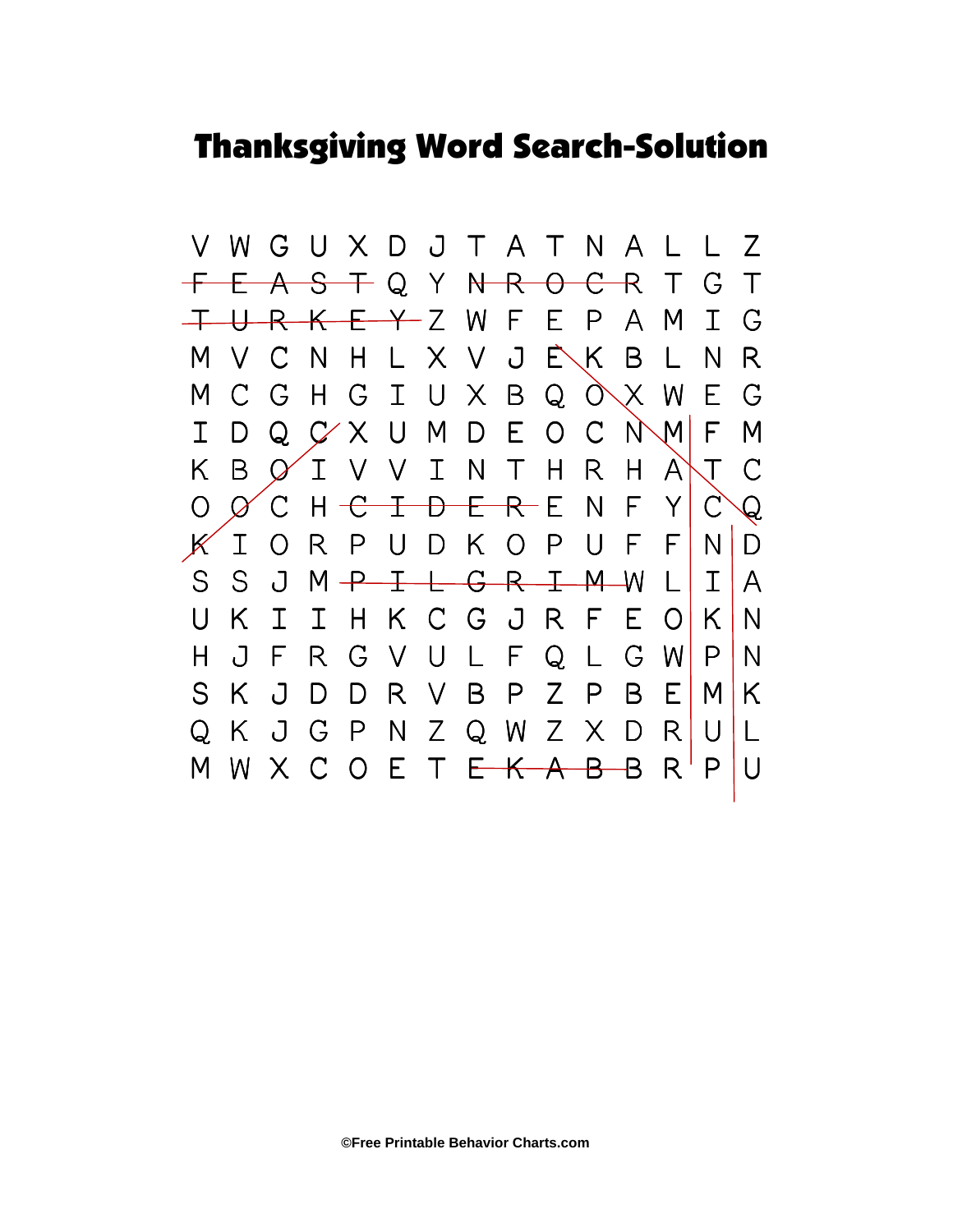# Thanksgiving Word Search-Solution

| | | | | | | | | | | | | | | |
|---|---|---|---|---|---|---|---|---|---|---|---|---|---|---|
| V | W | G | U | X | D | J | T | A | T | N | A | L | L | Z |
| F | E | A | S | T | Q | Y | N | R | O | C | R | T | G | T |
| T | U | R | K | E | Y | Z | W | F | E | P | A | M | I | G |
| M | V | C | N | H | L | X | V | J | E | K | B | L | N | R |
| M | C | G | H | G | I | U | X | B | Q | O | X | W | E | G |
| I | D | Q | C | X | U | M | D | E | O | C | N | M | F | M |
| K | B | O | I | V | V | I | N | T | H | R | H | A | T | C |
| O | O | C | H | C | I | D | E | R | E | N | F | Y | C | Q |
| K | I | O | R | P | U | D | K | O | P | U | F | F | N | D |
| S | S | J | M | P | I | L | G | R | I | M | W | L | I | A |
| U | K | I | I | H | K | C | G | J | R | F | E | O | K | N |
| H | J | F | R | G | V | U | L | F | Q | L | G | W | P | N |
| S | K | J | D | D | R | V | B | P | Z | P | B | E | M | K |
| Q | K | J | G | P | N | Z | Q | W | Z | X | D | R | U | L |
| M | W | X | C | O | E | T | E | K | A | B | B | R | P | U |

©Free Printable Behavior Charts.com